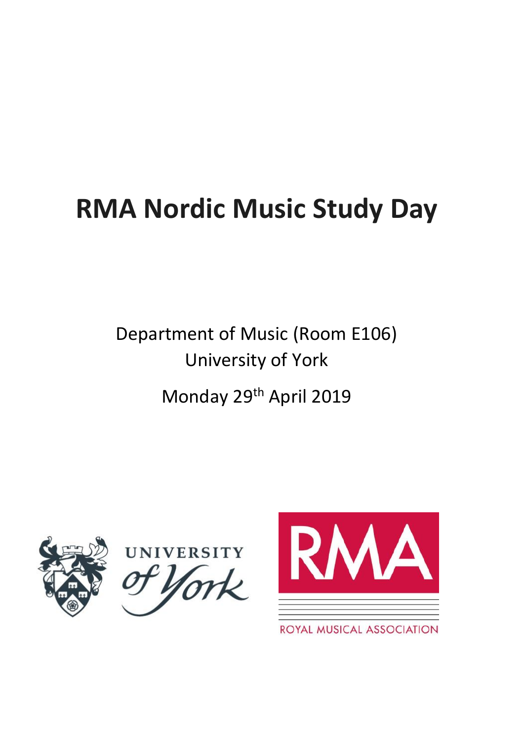# RMA Nordic Music Study Day

Department of Music (Room E106)
University of York

Monday 29th April 2019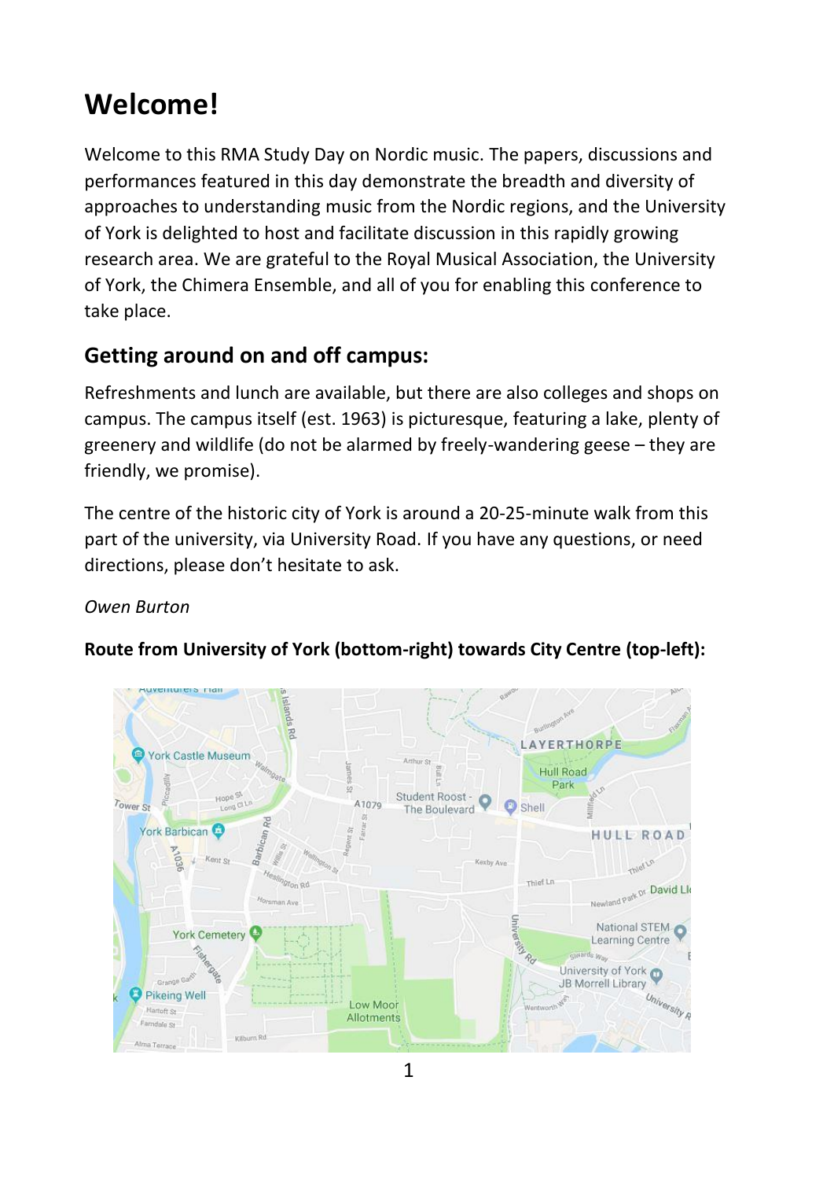# Welcome!

Welcome to this RMA Study Day on Nordic music. The papers, discussions and performances featured in this day demonstrate the breadth and diversity of approaches to understanding music from the Nordic regions, and the University of York is delighted to host and facilitate discussion in this rapidly growing research area. We are grateful to the Royal Musical Association, the University of York, the Chimera Ensemble, and all of you for enabling this conference to take place.

## Getting around on and off campus:

Refreshments and lunch are available, but there are also colleges and shops on campus. The campus itself (est. 1963) is picturesque, featuring a lake, plenty of greenery and wildlife (do not be alarmed by freely-wandering geese – they are friendly, we promise).

The centre of the historic city of York is around a 20-25-minute walk from this part of the university, via University Road. If you have any questions, or need directions, please don't hesitate to ask.

*Owen Burton*

**Route from University of York (bottom-right) towards City Centre (top-left):**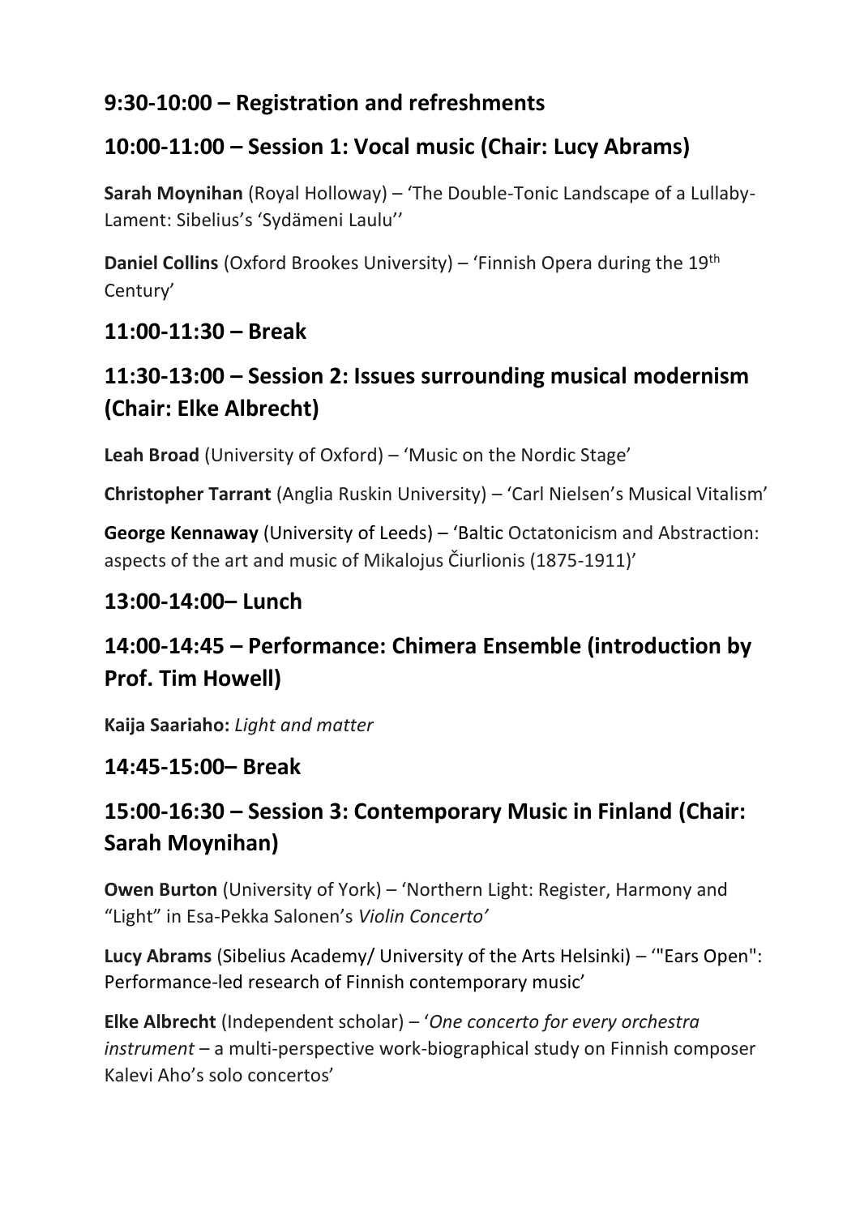## 9:30-10:00 – Registration and refreshments

## 10:00-11:00 – Session 1: Vocal music (Chair: Lucy Abrams)

**Sarah Moynihan** (Royal Holloway) – 'The Double-Tonic Landscape of a Lullaby-Lament: Sibelius's 'Sydämeni Laulu''

**Daniel Collins** (Oxford Brookes University) – 'Finnish Opera during the 19th Century'

## 11:00-11:30 – Break

## 11:30-13:00 – Session 2: Issues surrounding musical modernism (Chair: Elke Albrecht)

**Leah Broad** (University of Oxford) – 'Music on the Nordic Stage'

**Christopher Tarrant** (Anglia Ruskin University) – 'Carl Nielsen's Musical Vitalism'

**George Kennaway** (University of Leeds) – 'Baltic Octatonicism and Abstraction: aspects of the art and music of Mikalojus Čiurlionis (1875-1911)'

## 13:00-14:00– Lunch

## 14:00-14:45 – Performance: Chimera Ensemble (introduction by Prof. Tim Howell)

**Kaija Saariaho:** *Light and matter*

## 14:45-15:00– Break

## 15:00-16:30 – Session 3: Contemporary Music in Finland (Chair: Sarah Moynihan)

**Owen Burton** (University of York) – 'Northern Light: Register, Harmony and "Light" in Esa-Pekka Salonen's *Violin Concerto'*

**Lucy Abrams** (Sibelius Academy/ University of the Arts Helsinki) – '"Ears Open": Performance-led research of Finnish contemporary music'

**Elke Albrecht** (Independent scholar) – '*One concerto for every orchestra instrument* – a multi-perspective work-biographical study on Finnish composer Kalevi Aho's solo concertos'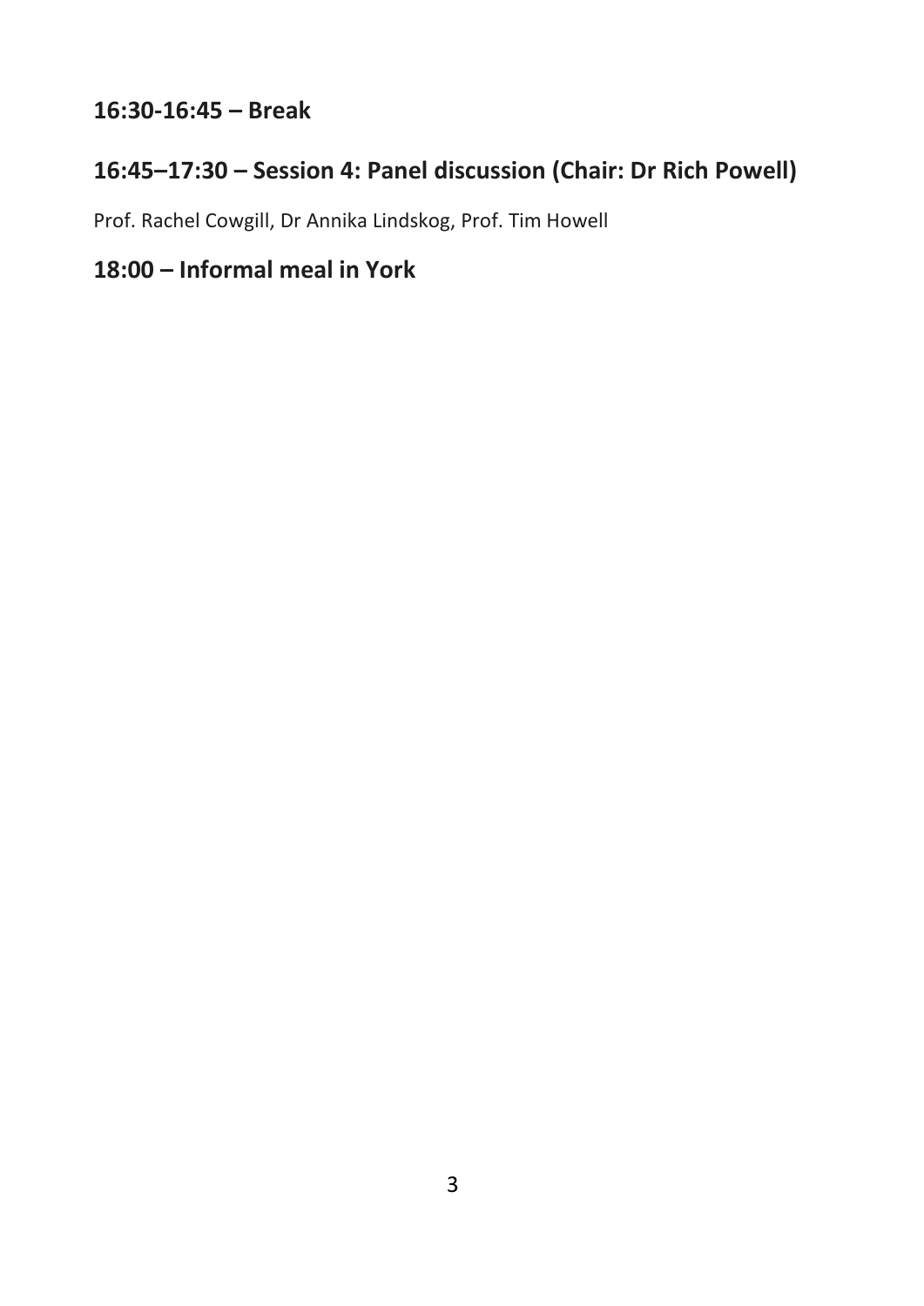## 16:30-16:45 – Break

## 16:45–17:30 – Session 4: Panel discussion (Chair: Dr Rich Powell)

Prof. Rachel Cowgill, Dr Annika Lindskog, Prof. Tim Howell

## 18:00 – Informal meal in York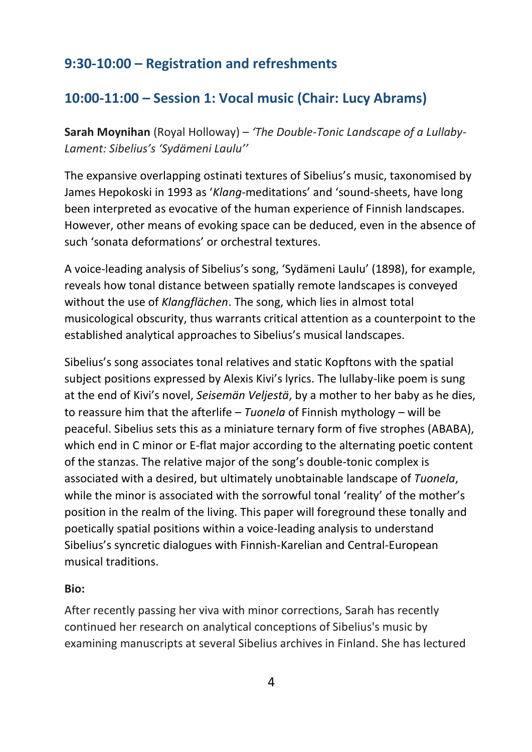## 9:30-10:00 – Registration and refreshments

## 10:00-11:00 – Session 1: Vocal music (Chair: Lucy Abrams)

**Sarah Moynihan** (Royal Holloway) – *'The Double-Tonic Landscape of a Lullaby-Lament: Sibelius's 'Sydämeni Laulu''*

The expansive overlapping ostinati textures of Sibelius's music, taxonomised by James Hepokoski in 1993 as '*Klang*-meditations' and 'sound-sheets, have long been interpreted as evocative of the human experience of Finnish landscapes. However, other means of evoking space can be deduced, even in the absence of such 'sonata deformations' or orchestral textures.

A voice-leading analysis of Sibelius's song, 'Sydämeni Laulu' (1898), for example, reveals how tonal distance between spatially remote landscapes is conveyed without the use of *Klangflächen*. The song, which lies in almost total musicological obscurity, thus warrants critical attention as a counterpoint to the established analytical approaches to Sibelius's musical landscapes.

Sibelius's song associates tonal relatives and static Kopftons with the spatial subject positions expressed by Alexis Kivi's lyrics. The lullaby-like poem is sung at the end of Kivi's novel, *Seisemän Veljestä*, by a mother to her baby as he dies, to reassure him that the afterlife – *Tuonela* of Finnish mythology – will be peaceful. Sibelius sets this as a miniature ternary form of five strophes (ABABA), which end in C minor or E-flat major according to the alternating poetic content of the stanzas. The relative major of the song's double-tonic complex is associated with a desired, but ultimately unobtainable landscape of *Tuonela*, while the minor is associated with the sorrowful tonal 'reality' of the mother's position in the realm of the living. This paper will foreground these tonally and poetically spatial positions within a voice-leading analysis to understand Sibelius's syncretic dialogues with Finnish-Karelian and Central-European musical traditions.

**Bio:**

After recently passing her viva with minor corrections, Sarah has recently continued her research on analytical conceptions of Sibelius's music by examining manuscripts at several Sibelius archives in Finland. She has lectured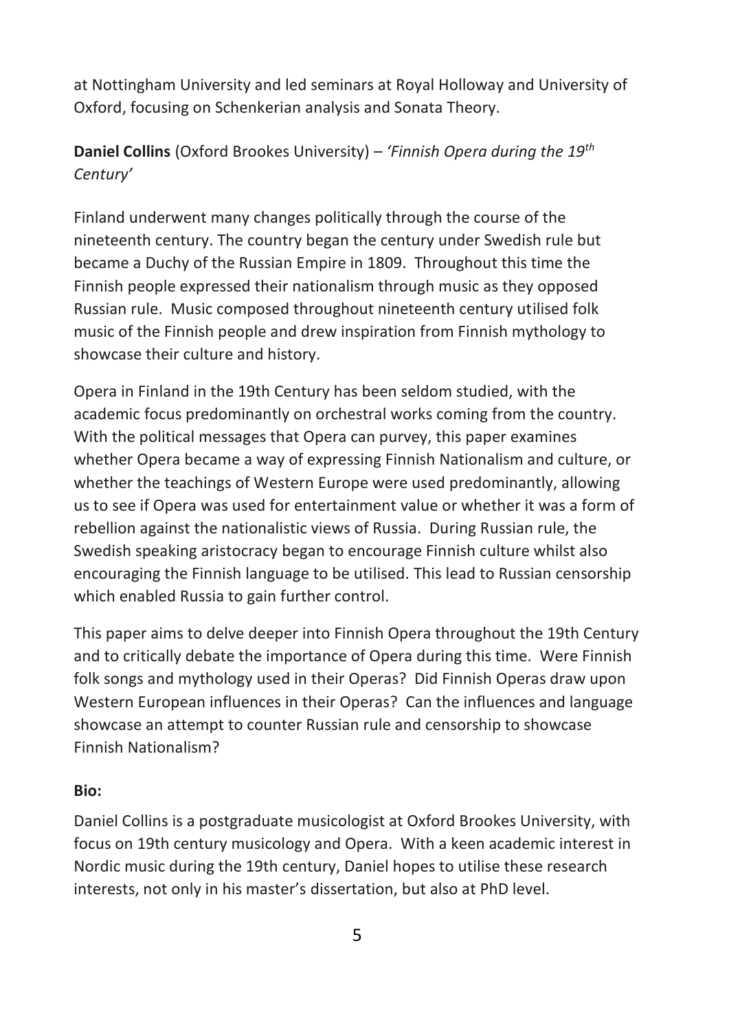at Nottingham University and led seminars at Royal Holloway and University of Oxford, focusing on Schenkerian analysis and Sonata Theory.

**Daniel Collins** (Oxford Brookes University) – *'Finnish Opera during the 19th Century'*

Finland underwent many changes politically through the course of the nineteenth century. The country began the century under Swedish rule but became a Duchy of the Russian Empire in 1809. Throughout this time the Finnish people expressed their nationalism through music as they opposed Russian rule. Music composed throughout nineteenth century utilised folk music of the Finnish people and drew inspiration from Finnish mythology to showcase their culture and history.

Opera in Finland in the 19th Century has been seldom studied, with the academic focus predominantly on orchestral works coming from the country. With the political messages that Opera can purvey, this paper examines whether Opera became a way of expressing Finnish Nationalism and culture, or whether the teachings of Western Europe were used predominantly, allowing us to see if Opera was used for entertainment value or whether it was a form of rebellion against the nationalistic views of Russia. During Russian rule, the Swedish speaking aristocracy began to encourage Finnish culture whilst also encouraging the Finnish language to be utilised. This lead to Russian censorship which enabled Russia to gain further control.

This paper aims to delve deeper into Finnish Opera throughout the 19th Century and to critically debate the importance of Opera during this time. Were Finnish folk songs and mythology used in their Operas? Did Finnish Operas draw upon Western European influences in their Operas? Can the influences and language showcase an attempt to counter Russian rule and censorship to showcase Finnish Nationalism?

**Bio:**

Daniel Collins is a postgraduate musicologist at Oxford Brookes University, with focus on 19th century musicology and Opera. With a keen academic interest in Nordic music during the 19th century, Daniel hopes to utilise these research interests, not only in his master's dissertation, but also at PhD level.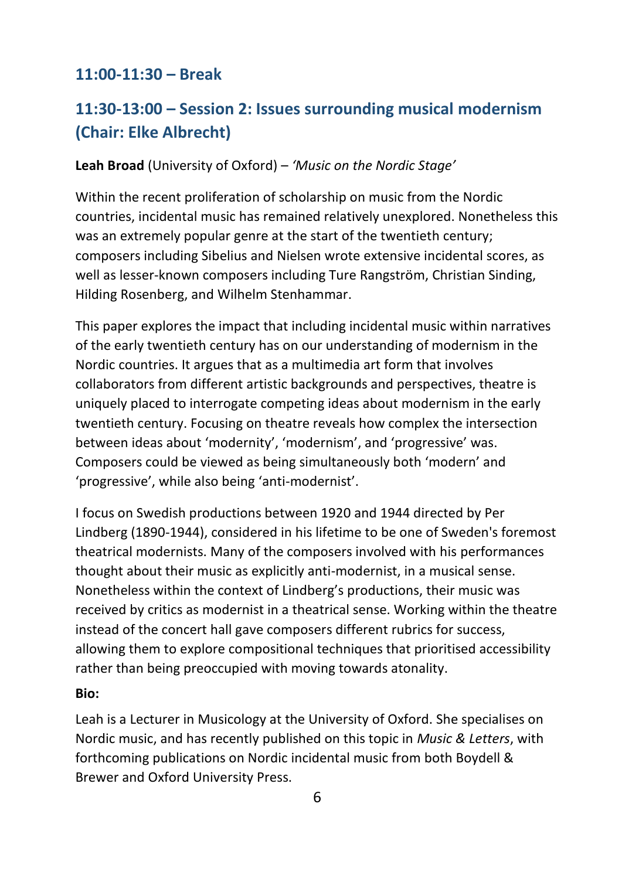## 11:00-11:30 – Break

## 11:30-13:00 – Session 2: Issues surrounding musical modernism (Chair: Elke Albrecht)

**Leah Broad** (University of Oxford) – *'Music on the Nordic Stage'*

Within the recent proliferation of scholarship on music from the Nordic countries, incidental music has remained relatively unexplored. Nonetheless this was an extremely popular genre at the start of the twentieth century; composers including Sibelius and Nielsen wrote extensive incidental scores, as well as lesser-known composers including Ture Rangström, Christian Sinding, Hilding Rosenberg, and Wilhelm Stenhammar.

This paper explores the impact that including incidental music within narratives of the early twentieth century has on our understanding of modernism in the Nordic countries. It argues that as a multimedia art form that involves collaborators from different artistic backgrounds and perspectives, theatre is uniquely placed to interrogate competing ideas about modernism in the early twentieth century. Focusing on theatre reveals how complex the intersection between ideas about 'modernity', 'modernism', and 'progressive' was. Composers could be viewed as being simultaneously both 'modern' and 'progressive', while also being 'anti-modernist'.

I focus on Swedish productions between 1920 and 1944 directed by Per Lindberg (1890-1944), considered in his lifetime to be one of Sweden's foremost theatrical modernists. Many of the composers involved with his performances thought about their music as explicitly anti-modernist, in a musical sense. Nonetheless within the context of Lindberg's productions, their music was received by critics as modernist in a theatrical sense. Working within the theatre instead of the concert hall gave composers different rubrics for success, allowing them to explore compositional techniques that prioritised accessibility rather than being preoccupied with moving towards atonality.

**Bio:**

Leah is a Lecturer in Musicology at the University of Oxford. She specialises on Nordic music, and has recently published on this topic in *Music & Letters*, with forthcoming publications on Nordic incidental music from both Boydell & Brewer and Oxford University Press.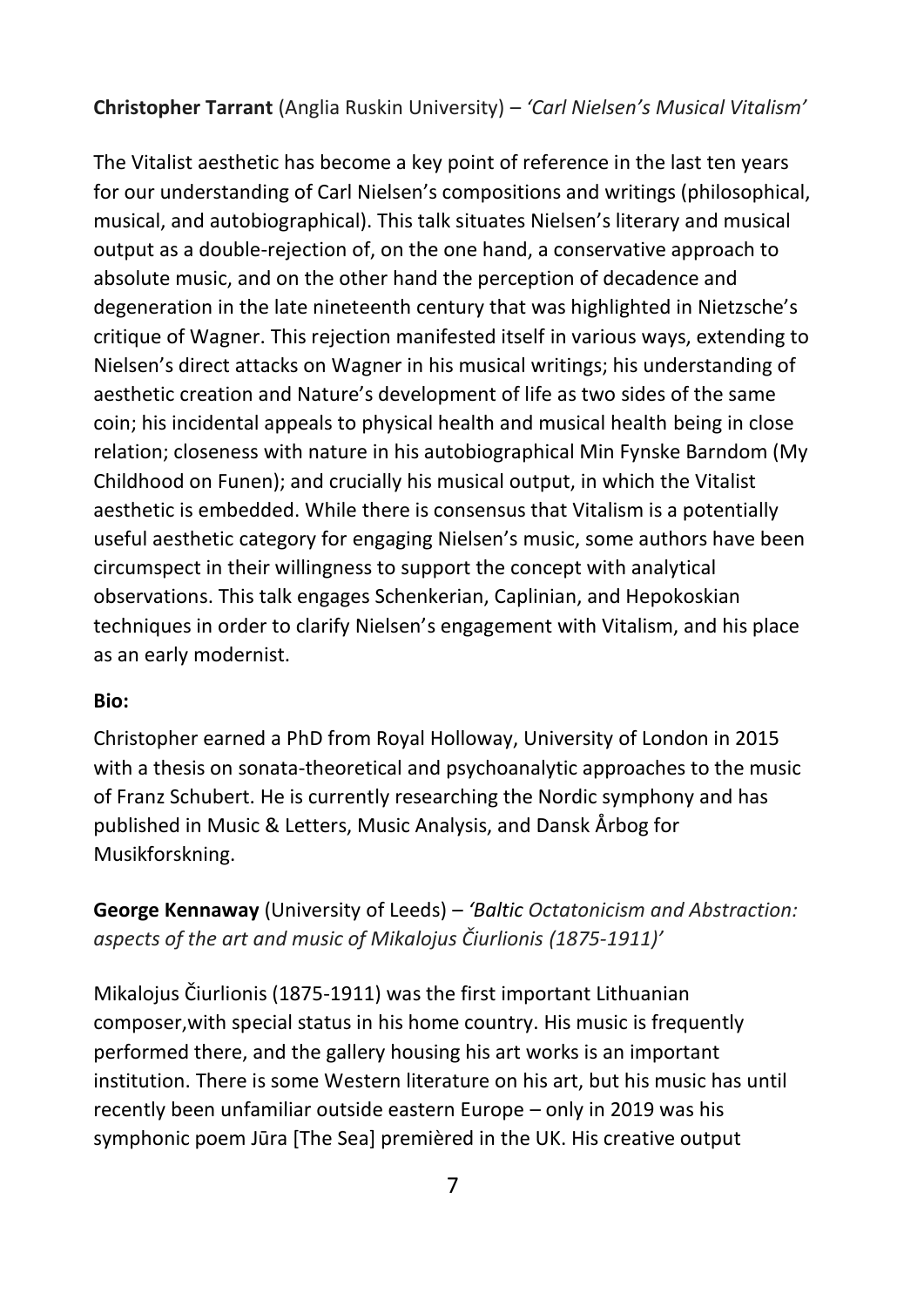**Christopher Tarrant** (Anglia Ruskin University) – *'Carl Nielsen's Musical Vitalism'*

The Vitalist aesthetic has become a key point of reference in the last ten years for our understanding of Carl Nielsen's compositions and writings (philosophical, musical, and autobiographical). This talk situates Nielsen's literary and musical output as a double-rejection of, on the one hand, a conservative approach to absolute music, and on the other hand the perception of decadence and degeneration in the late nineteenth century that was highlighted in Nietzsche's critique of Wagner. This rejection manifested itself in various ways, extending to Nielsen's direct attacks on Wagner in his musical writings; his understanding of aesthetic creation and Nature's development of life as two sides of the same coin; his incidental appeals to physical health and musical health being in close relation; closeness with nature in his autobiographical Min Fynske Barndom (My Childhood on Funen); and crucially his musical output, in which the Vitalist aesthetic is embedded. While there is consensus that Vitalism is a potentially useful aesthetic category for engaging Nielsen's music, some authors have been circumspect in their willingness to support the concept with analytical observations. This talk engages Schenkerian, Caplinian, and Hepokoskian techniques in order to clarify Nielsen's engagement with Vitalism, and his place as an early modernist.

**Bio:**

Christopher earned a PhD from Royal Holloway, University of London in 2015 with a thesis on sonata-theoretical and psychoanalytic approaches to the music of Franz Schubert. He is currently researching the Nordic symphony and has published in Music & Letters, Music Analysis, and Dansk Årbog for Musikforskning.

**George Kennaway** (University of Leeds) – *'Baltic Octatonicism and Abstraction: aspects of the art and music of Mikalojus Čiurlionis (1875-1911)'*

Mikalojus Čiurlionis (1875-1911) was the first important Lithuanian composer,with special status in his home country. His music is frequently performed there, and the gallery housing his art works is an important institution. There is some Western literature on his art, but his music has until recently been unfamiliar outside eastern Europe – only in 2019 was his symphonic poem Jūra [The Sea] premièred in the UK. His creative output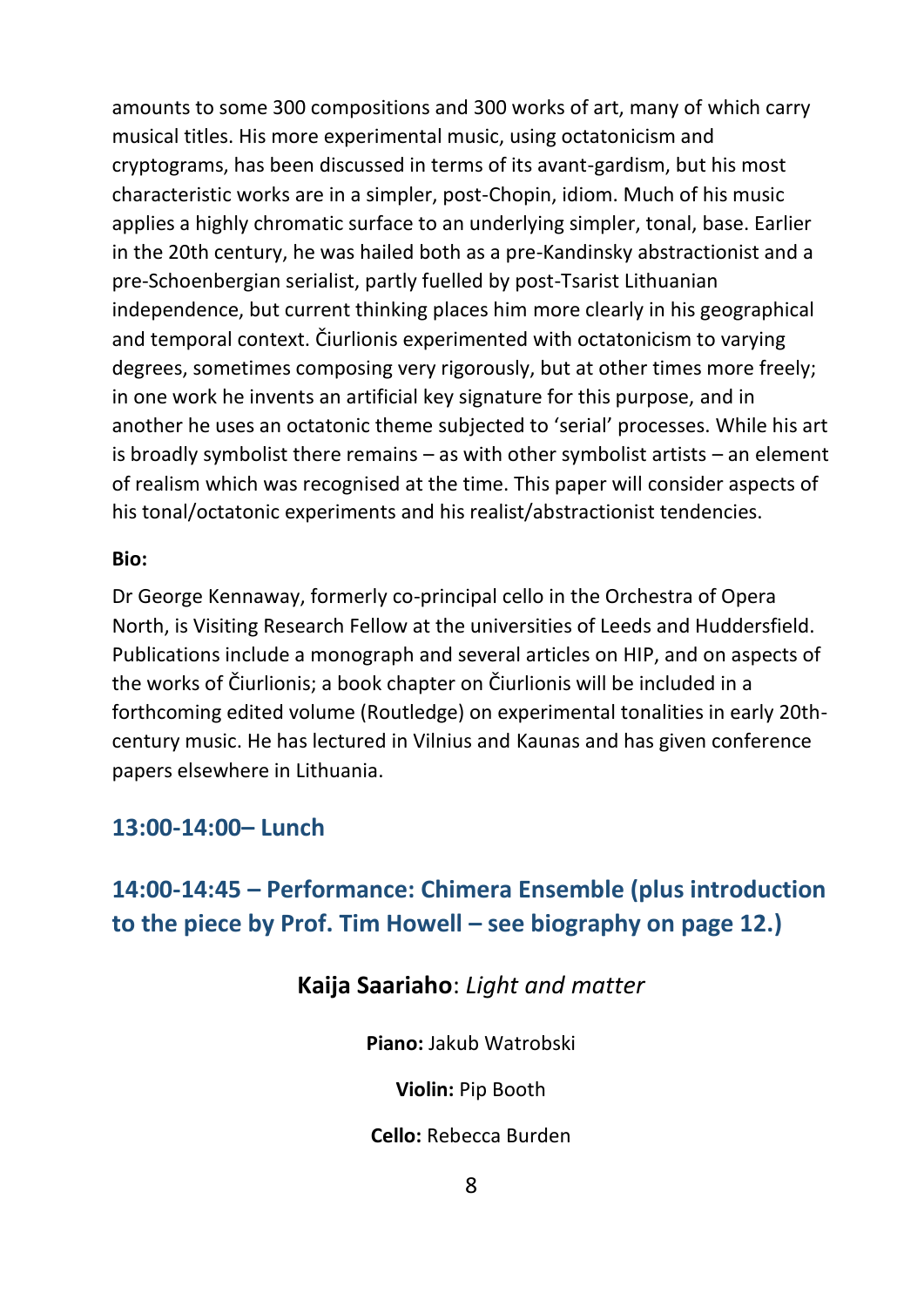amounts to some 300 compositions and 300 works of art, many of which carry musical titles. His more experimental music, using octatonicism and cryptograms, has been discussed in terms of its avant-gardism, but his most characteristic works are in a simpler, post-Chopin, idiom. Much of his music applies a highly chromatic surface to an underlying simpler, tonal, base. Earlier in the 20th century, he was hailed both as a pre-Kandinsky abstractionist and a pre-Schoenbergian serialist, partly fuelled by post-Tsarist Lithuanian independence, but current thinking places him more clearly in his geographical and temporal context. Čiurlionis experimented with octatonicism to varying degrees, sometimes composing very rigorously, but at other times more freely; in one work he invents an artificial key signature for this purpose, and in another he uses an octatonic theme subjected to 'serial' processes. While his art is broadly symbolist there remains – as with other symbolist artists – an element of realism which was recognised at the time. This paper will consider aspects of his tonal/octatonic experiments and his realist/abstractionist tendencies.

**Bio:**

Dr George Kennaway, formerly co-principal cello in the Orchestra of Opera North, is Visiting Research Fellow at the universities of Leeds and Huddersfield. Publications include a monograph and several articles on HIP, and on aspects of the works of Čiurlionis; a book chapter on Čiurlionis will be included in a forthcoming edited volume (Routledge) on experimental tonalities in early 20th-century music. He has lectured in Vilnius and Kaunas and has given conference papers elsewhere in Lithuania.

## 13:00-14:00– Lunch

## 14:00-14:45 – Performance: Chimera Ensemble (plus introduction to the piece by Prof. Tim Howell – see biography on page 12.)

### **Kaija Saariaho**: *Light and matter*

**Piano:** Jakub Watrobski

**Violin:** Pip Booth

**Cello:** Rebecca Burden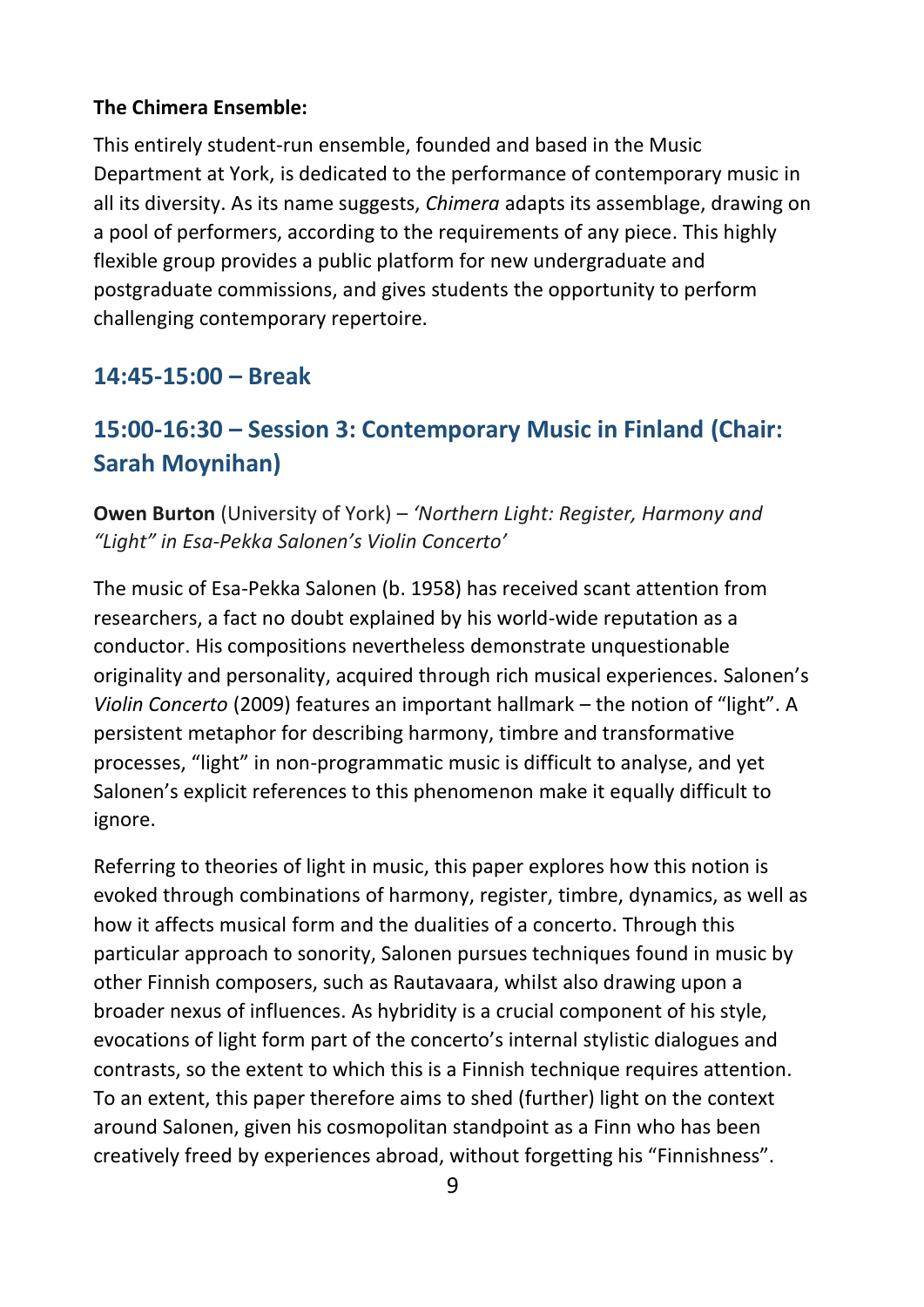**The Chimera Ensemble:**

This entirely student-run ensemble, founded and based in the Music Department at York, is dedicated to the performance of contemporary music in all its diversity. As its name suggests, *Chimera* adapts its assemblage, drawing on a pool of performers, according to the requirements of any piece. This highly flexible group provides a public platform for new undergraduate and postgraduate commissions, and gives students the opportunity to perform challenging contemporary repertoire.

## 14:45-15:00 – Break

## 15:00-16:30 – Session 3: Contemporary Music in Finland (Chair: Sarah Moynihan)

**Owen Burton** (University of York) – *'Northern Light: Register, Harmony and "Light" in Esa-Pekka Salonen's Violin Concerto'*

The music of Esa-Pekka Salonen (b. 1958) has received scant attention from researchers, a fact no doubt explained by his world-wide reputation as a conductor. His compositions nevertheless demonstrate unquestionable originality and personality, acquired through rich musical experiences. Salonen's *Violin Concerto* (2009) features an important hallmark – the notion of "light". A persistent metaphor for describing harmony, timbre and transformative processes, "light" in non-programmatic music is difficult to analyse, and yet Salonen's explicit references to this phenomenon make it equally difficult to ignore.

Referring to theories of light in music, this paper explores how this notion is evoked through combinations of harmony, register, timbre, dynamics, as well as how it affects musical form and the dualities of a concerto. Through this particular approach to sonority, Salonen pursues techniques found in music by other Finnish composers, such as Rautavaara, whilst also drawing upon a broader nexus of influences. As hybridity is a crucial component of his style, evocations of light form part of the concerto's internal stylistic dialogues and contrasts, so the extent to which this is a Finnish technique requires attention. To an extent, this paper therefore aims to shed (further) light on the context around Salonen, given his cosmopolitan standpoint as a Finn who has been creatively freed by experiences abroad, without forgetting his "Finnishness".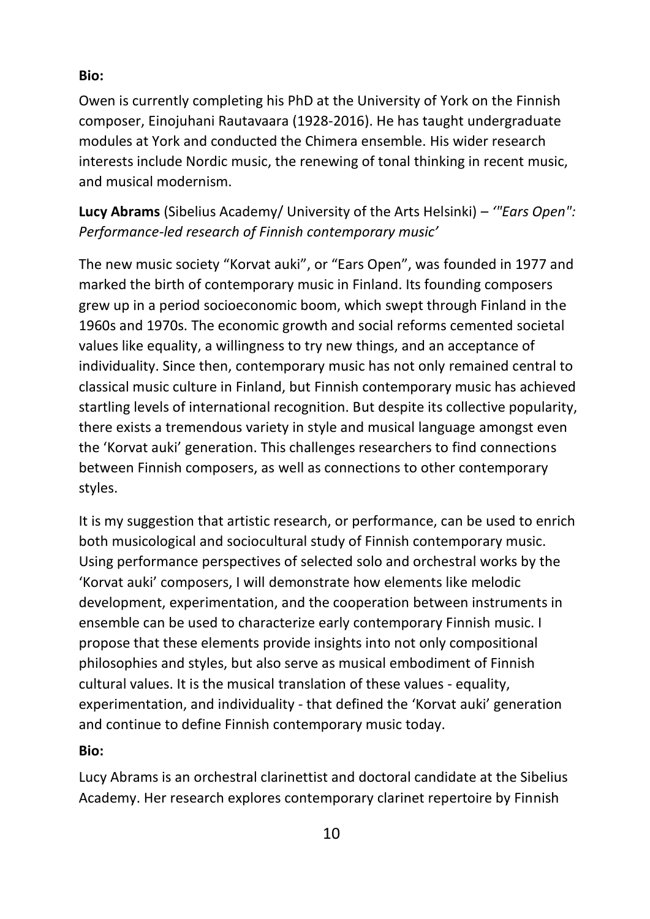**Bio:**

Owen is currently completing his PhD at the University of York on the Finnish composer, Einojuhani Rautavaara (1928-2016). He has taught undergraduate modules at York and conducted the Chimera ensemble. His wider research interests include Nordic music, the renewing of tonal thinking in recent music, and musical modernism.

**Lucy Abrams** (Sibelius Academy/ University of the Arts Helsinki) – *'"Ears Open": Performance-led research of Finnish contemporary music'*

The new music society "Korvat auki", or "Ears Open", was founded in 1977 and marked the birth of contemporary music in Finland. Its founding composers grew up in a period socioeconomic boom, which swept through Finland in the 1960s and 1970s. The economic growth and social reforms cemented societal values like equality, a willingness to try new things, and an acceptance of individuality. Since then, contemporary music has not only remained central to classical music culture in Finland, but Finnish contemporary music has achieved startling levels of international recognition. But despite its collective popularity, there exists a tremendous variety in style and musical language amongst even the 'Korvat auki' generation. This challenges researchers to find connections between Finnish composers, as well as connections to other contemporary styles.

It is my suggestion that artistic research, or performance, can be used to enrich both musicological and sociocultural study of Finnish contemporary music. Using performance perspectives of selected solo and orchestral works by the 'Korvat auki' composers, I will demonstrate how elements like melodic development, experimentation, and the cooperation between instruments in ensemble can be used to characterize early contemporary Finnish music. I propose that these elements provide insights into not only compositional philosophies and styles, but also serve as musical embodiment of Finnish cultural values. It is the musical translation of these values - equality, experimentation, and individuality - that defined the 'Korvat auki' generation and continue to define Finnish contemporary music today.

**Bio:**

Lucy Abrams is an orchestral clarinettist and doctoral candidate at the Sibelius Academy. Her research explores contemporary clarinet repertoire by Finnish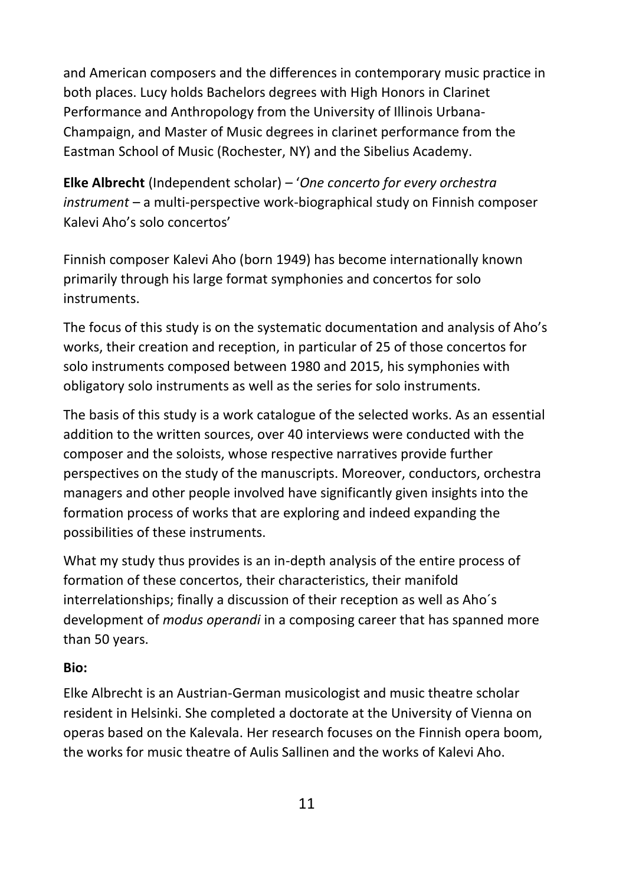and American composers and the differences in contemporary music practice in both places. Lucy holds Bachelors degrees with High Honors in Clarinet Performance and Anthropology from the University of Illinois Urbana-Champaign, and Master of Music degrees in clarinet performance from the Eastman School of Music (Rochester, NY) and the Sibelius Academy.

**Elke Albrecht** (Independent scholar) – '*One concerto for every orchestra instrument* – a multi-perspective work-biographical study on Finnish composer Kalevi Aho's solo concertos'

Finnish composer Kalevi Aho (born 1949) has become internationally known primarily through his large format symphonies and concertos for solo instruments.

The focus of this study is on the systematic documentation and analysis of Aho's works, their creation and reception, in particular of 25 of those concertos for solo instruments composed between 1980 and 2015, his symphonies with obligatory solo instruments as well as the series for solo instruments.

The basis of this study is a work catalogue of the selected works. As an essential addition to the written sources, over 40 interviews were conducted with the composer and the soloists, whose respective narratives provide further perspectives on the study of the manuscripts. Moreover, conductors, orchestra managers and other people involved have significantly given insights into the formation process of works that are exploring and indeed expanding the possibilities of these instruments.

What my study thus provides is an in-depth analysis of the entire process of formation of these concertos, their characteristics, their manifold interrelationships; finally a discussion of their reception as well as Aho´s development of *modus operandi* in a composing career that has spanned more than 50 years.

**Bio:**

Elke Albrecht is an Austrian-German musicologist and music theatre scholar resident in Helsinki. She completed a doctorate at the University of Vienna on operas based on the Kalevala. Her research focuses on the Finnish opera boom, the works for music theatre of Aulis Sallinen and the works of Kalevi Aho.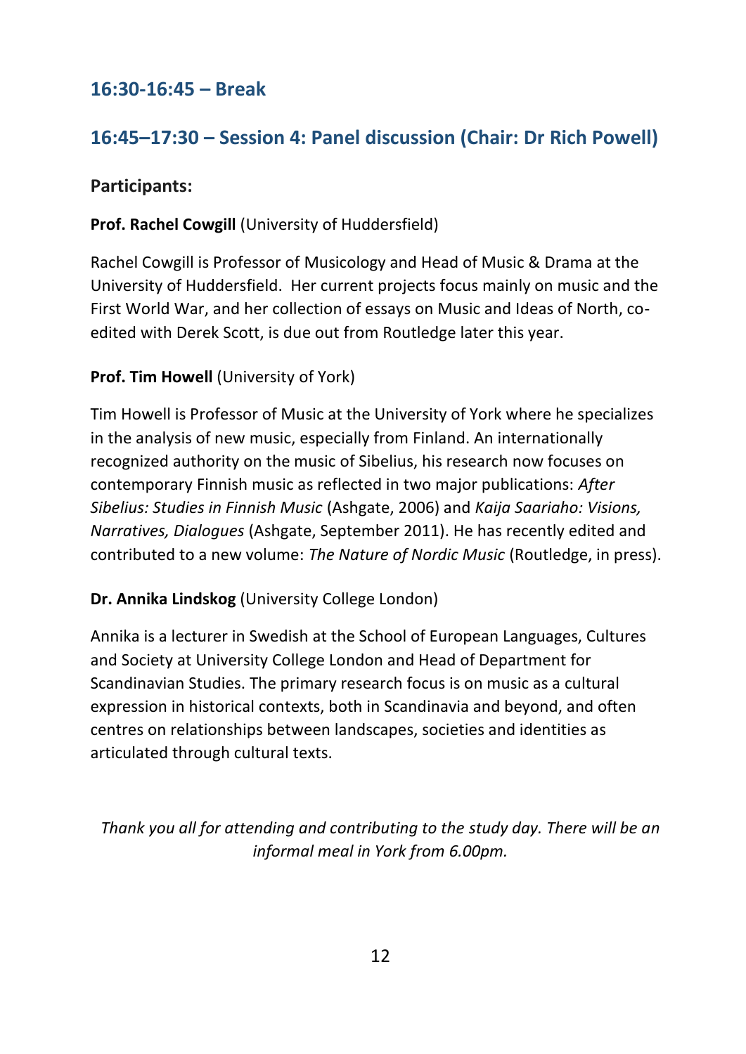## 16:30-16:45 – Break

## 16:45–17:30 – Session 4: Panel discussion (Chair: Dr Rich Powell)

### Participants:

**Prof. Rachel Cowgill** (University of Huddersfield)

Rachel Cowgill is Professor of Musicology and Head of Music & Drama at the University of Huddersfield. Her current projects focus mainly on music and the First World War, and her collection of essays on Music and Ideas of North, co-edited with Derek Scott, is due out from Routledge later this year.

**Prof. Tim Howell** (University of York)

Tim Howell is Professor of Music at the University of York where he specializes in the analysis of new music, especially from Finland. An internationally recognized authority on the music of Sibelius, his research now focuses on contemporary Finnish music as reflected in two major publications: *After Sibelius: Studies in Finnish Music* (Ashgate, 2006) and *Kaija Saariaho: Visions, Narratives, Dialogues* (Ashgate, September 2011). He has recently edited and contributed to a new volume: *The Nature of Nordic Music* (Routledge, in press).

**Dr. Annika Lindskog** (University College London)

Annika is a lecturer in Swedish at the School of European Languages, Cultures and Society at University College London and Head of Department for Scandinavian Studies. The primary research focus is on music as a cultural expression in historical contexts, both in Scandinavia and beyond, and often centres on relationships between landscapes, societies and identities as articulated through cultural texts.

*Thank you all for attending and contributing to the study day. There will be an informal meal in York from 6.00pm.*